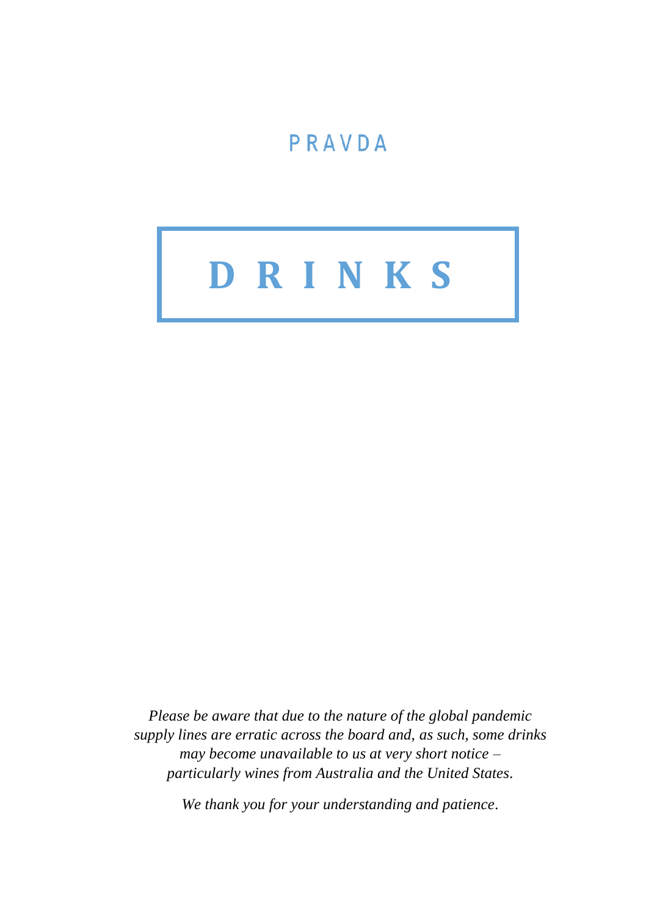PRAVDA

# DRINKS

*Please be aware that due to the nature of the global pandemic supply lines are erratic across the board and, as such, some drinks may become unavailable to us at very short notice – particularly wines from Australia and the United States.*

*We thank you for your understanding and patience.*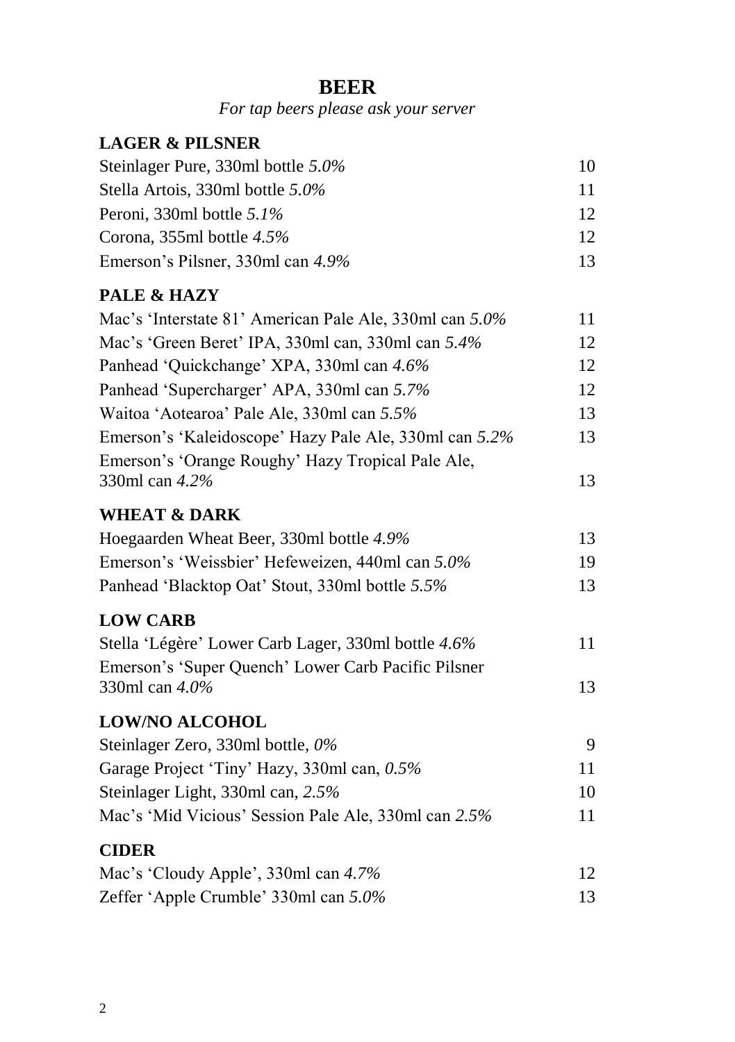# BEER

*For tap beers please ask your server*

## LAGER & PILSNER

| | |
|---|---|
| Steinlager Pure, 330ml bottle *5.0%* | 10 |
| Stella Artois, 330ml bottle *5.0%* | 11 |
| Peroni, 330ml bottle *5.1%* | 12 |
| Corona, 355ml bottle *4.5%* | 12 |
| Emerson's Pilsner, 330ml can *4.9%* | 13 |

## PALE & HAZY

| | |
|---|---|
| Mac's 'Interstate 81' American Pale Ale, 330ml can *5.0%* | 11 |
| Mac's 'Green Beret' IPA, 330ml can, 330ml can *5.4%* | 12 |
| Panhead 'Quickchange' XPA, 330ml can *4.6%* | 12 |
| Panhead 'Supercharger' APA, 330ml can *5.7%* | 12 |
| Waitoa 'Aotearoa' Pale Ale, 330ml can *5.5%* | 13 |
| Emerson's 'Kaleidoscope' Hazy Pale Ale, 330ml can *5.2%* | 13 |
| Emerson's 'Orange Roughy' Hazy Tropical Pale Ale, 330ml can *4.2%* | 13 |

## WHEAT & DARK

| | |
|---|---|
| Hoegaarden Wheat Beer, 330ml bottle *4.9%* | 13 |
| Emerson's 'Weissbier' Hefeweizen, 440ml can *5.0%* | 19 |
| Panhead 'Blacktop Oat' Stout, 330ml bottle *5.5%* | 13 |

## LOW CARB

| | |
|---|---|
| Stella 'Légère' Lower Carb Lager, 330ml bottle *4.6%* | 11 |
| Emerson's 'Super Quench' Lower Carb Pacific Pilsner 330ml can *4.0%* | 13 |

## LOW/NO ALCOHOL

| | |
|---|---|
| Steinlager Zero, 330ml bottle, *0%* | 9 |
| Garage Project 'Tiny' Hazy, 330ml can, *0.5%* | 11 |
| Steinlager Light, 330ml can, *2.5%* | 10 |
| Mac's 'Mid Vicious' Session Pale Ale, 330ml can *2.5%* | 11 |

## CIDER

| | |
|---|---|
| Mac's 'Cloudy Apple', 330ml can *4.7%* | 12 |
| Zeffer 'Apple Crumble' 330ml can *5.0%* | 13 |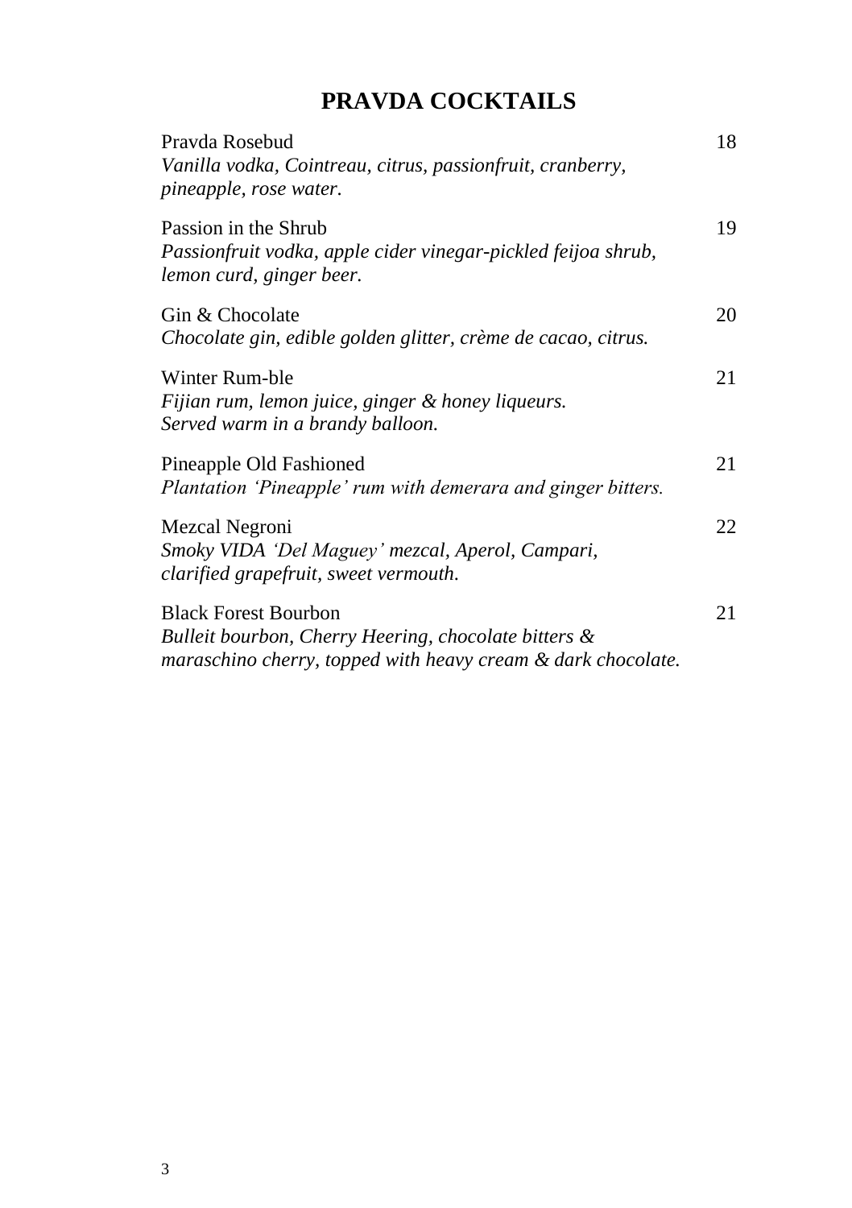# PRAVDA COCKTAILS

Pravda Rosebud — 18
*Vanilla vodka, Cointreau, citrus, passionfruit, cranberry, pineapple, rose water.*

Passion in the Shrub — 19
*Passionfruit vodka, apple cider vinegar-pickled feijoa shrub, lemon curd, ginger beer.*

Gin & Chocolate — 20
*Chocolate gin, edible golden glitter, crème de cacao, citrus.*

Winter Rum-ble — 21
*Fijian rum, lemon juice, ginger & honey liqueurs.*
*Served warm in a brandy balloon.*

Pineapple Old Fashioned — 21
*Plantation 'Pineapple' rum with demerara and ginger bitters.*

Mezcal Negroni — 22
*Smoky VIDA 'Del Maguey' mezcal, Aperol, Campari, clarified grapefruit, sweet vermouth.*

Black Forest Bourbon — 21
*Bulleit bourbon, Cherry Heering, chocolate bitters & maraschino cherry, topped with heavy cream & dark chocolate.*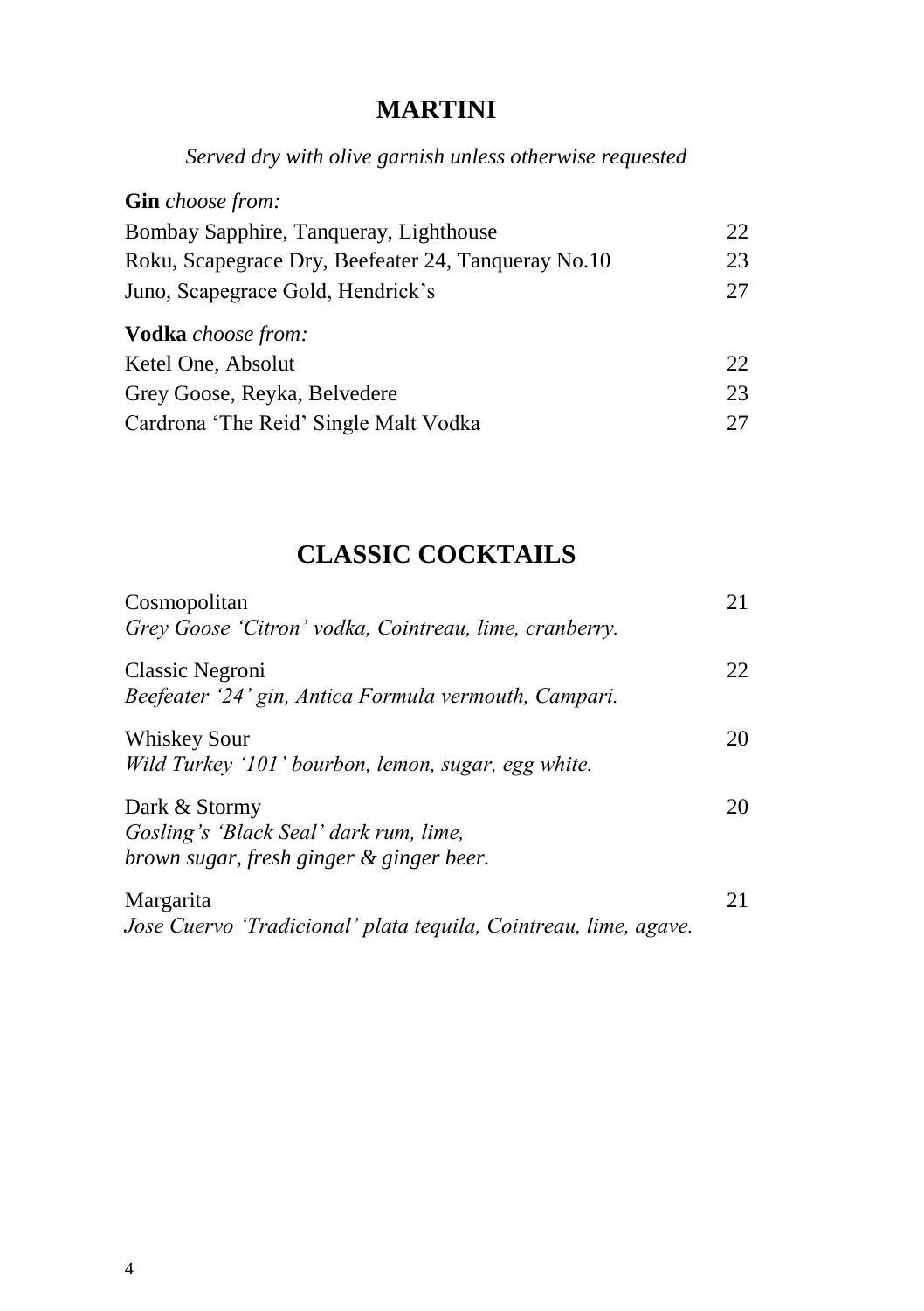## MARTINI

*Served dry with olive garnish unless otherwise requested*

**Gin** *choose from:*

| | |
|---|---|
| Bombay Sapphire, Tanqueray, Lighthouse | 22 |
| Roku, Scapegrace Dry, Beefeater 24, Tanqueray No.10 | 23 |
| Juno, Scapegrace Gold, Hendrick's | 27 |

**Vodka** *choose from:*

| | |
|---|---|
| Ketel One, Absolut | 22 |
| Grey Goose, Reyka, Belvedere | 23 |
| Cardrona 'The Reid' Single Malt Vodka | 27 |

## CLASSIC COCKTAILS

Cosmopolitan — 21
*Grey Goose 'Citron' vodka, Cointreau, lime, cranberry.*

Classic Negroni — 22
*Beefeater '24' gin, Antica Formula vermouth, Campari.*

Whiskey Sour — 20
*Wild Turkey '101' bourbon, lemon, sugar, egg white.*

Dark & Stormy — 20
*Gosling's 'Black Seal' dark rum, lime,*
*brown sugar, fresh ginger & ginger beer.*

Margarita — 21
*Jose Cuervo 'Tradicional' plata tequila, Cointreau, lime, agave.*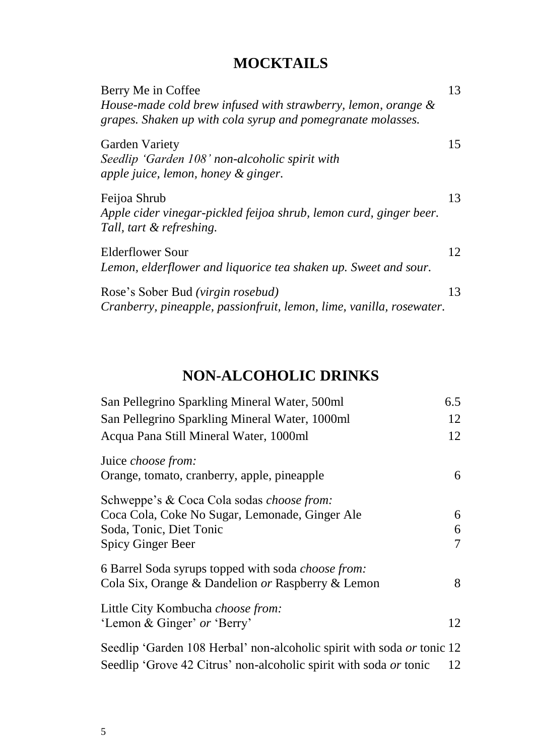## MOCKTAILS

Berry Me in Coffee — 13
*House-made cold brew infused with strawberry, lemon, orange & grapes. Shaken up with cola syrup and pomegranate molasses.*

Garden Variety — 15
*Seedlip 'Garden 108' non-alcoholic spirit with apple juice, lemon, honey & ginger.*

Feijoa Shrub — 13
*Apple cider vinegar-pickled feijoa shrub, lemon curd, ginger beer. Tall, tart & refreshing.*

Elderflower Sour — 12
*Lemon, elderflower and liquorice tea shaken up. Sweet and sour.*

Rose's Sober Bud *(virgin rosebud)* — 13
*Cranberry, pineapple, passionfruit, lemon, lime, vanilla, rosewater.*

## NON-ALCOHOLIC DRINKS

San Pellegrino Sparkling Mineral Water, 500ml — 6.5
San Pellegrino Sparkling Mineral Water, 1000ml — 12
Acqua Pana Still Mineral Water, 1000ml — 12

Juice *choose from:*
Orange, tomato, cranberry, apple, pineapple — 6

Schweppe's & Coca Cola sodas *choose from:*
Coca Cola, Coke No Sugar, Lemonade, Ginger Ale — 6
Soda, Tonic, Diet Tonic — 6
Spicy Ginger Beer — 7

6 Barrel Soda syrups topped with soda *choose from:*
Cola Six, Orange & Dandelion *or* Raspberry & Lemon — 8

Little City Kombucha *choose from:*
'Lemon & Ginger' *or* 'Berry' — 12

Seedlip 'Garden 108 Herbal' non-alcoholic spirit with soda *or* tonic — 12
Seedlip 'Grove 42 Citrus' non-alcoholic spirit with soda *or* tonic — 12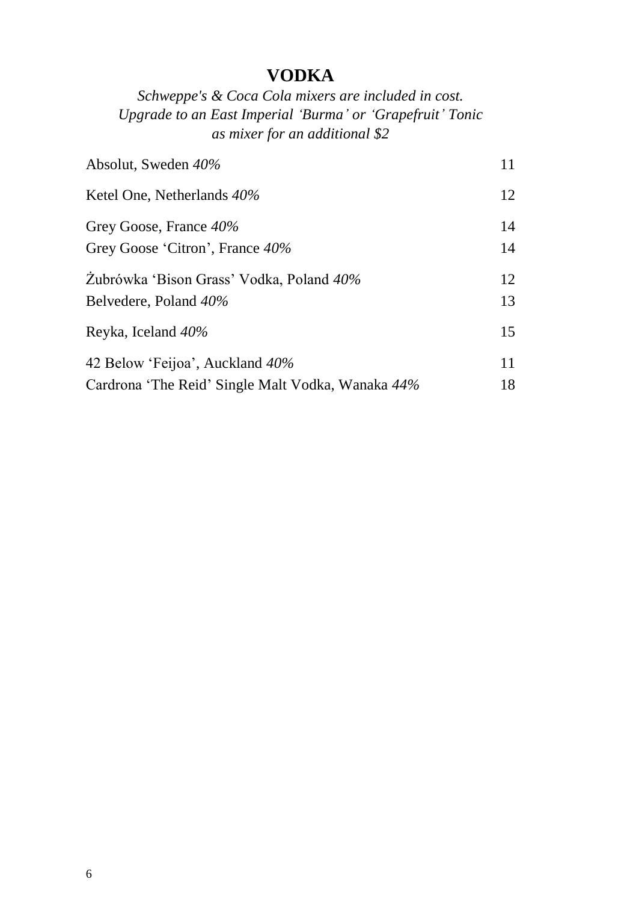# VODKA

*Schweppe's & Coca Cola mixers are included in cost.*
*Upgrade to an East Imperial 'Burma' or 'Grapefruit' Tonic*
*as mixer for an additional $2*

| | |
|---|---|
| Absolut, Sweden *40%* | 11 |
| Ketel One, Netherlands *40%* | 12 |
| Grey Goose, France *40%* | 14 |
| Grey Goose 'Citron', France *40%* | 14 |
| Żubrówka 'Bison Grass' Vodka, Poland *40%* | 12 |
| Belvedere, Poland *40%* | 13 |
| Reyka, Iceland *40%* | 15 |
| 42 Below 'Feijoa', Auckland *40%* | 11 |
| Cardrona 'The Reid' Single Malt Vodka, Wanaka *44%* | 18 |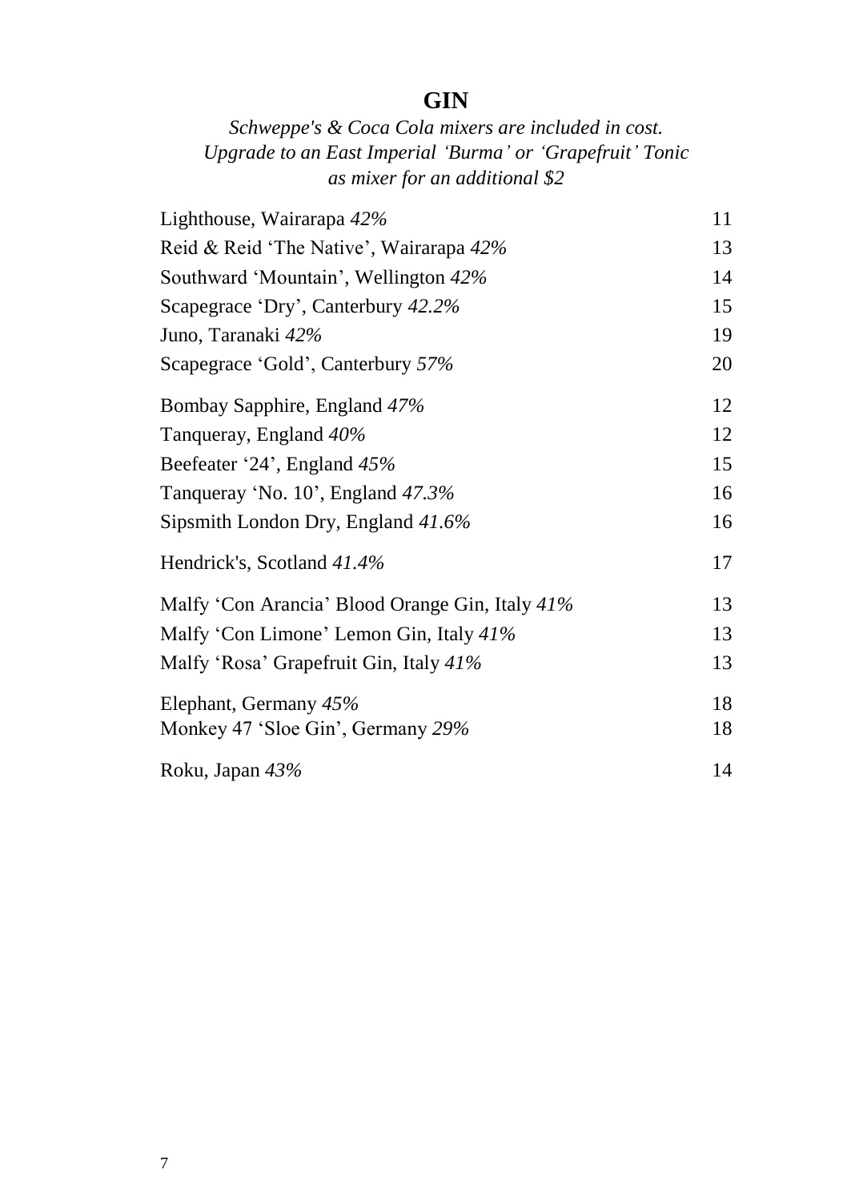# GIN

*Schweppe's & Coca Cola mixers are included in cost.*
*Upgrade to an East Imperial 'Burma' or 'Grapefruit' Tonic*
*as mixer for an additional $2*

| | |
|---|---|
| Lighthouse, Wairarapa *42%* | 11 |
| Reid & Reid 'The Native', Wairarapa *42%* | 13 |
| Southward 'Mountain', Wellington *42%* | 14 |
| Scapegrace 'Dry', Canterbury *42.2%* | 15 |
| Juno, Taranaki *42%* | 19 |
| Scapegrace 'Gold', Canterbury *57%* | 20 |
| Bombay Sapphire, England *47%* | 12 |
| Tanqueray, England *40%* | 12 |
| Beefeater '24', England *45%* | 15 |
| Tanqueray 'No. 10', England *47.3%* | 16 |
| Sipsmith London Dry, England *41.6%* | 16 |
| Hendrick's, Scotland *41.4%* | 17 |
| Malfy 'Con Arancia' Blood Orange Gin, Italy *41%* | 13 |
| Malfy 'Con Limone' Lemon Gin, Italy *41%* | 13 |
| Malfy 'Rosa' Grapefruit Gin, Italy *41%* | 13 |
| Elephant, Germany *45%* | 18 |
| Monkey 47 'Sloe Gin', Germany *29%* | 18 |
| Roku, Japan *43%* | 14 |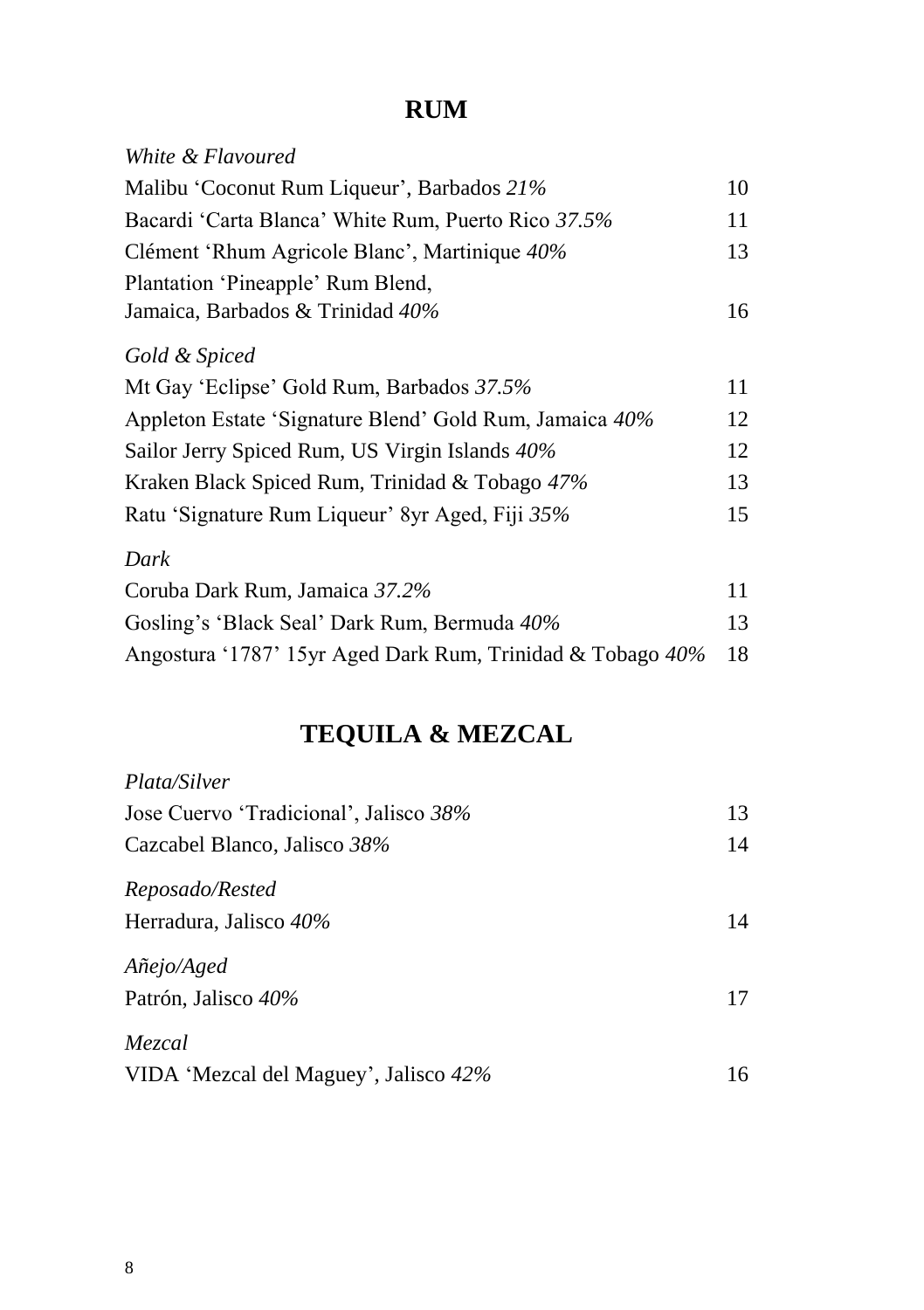# RUM

*White & Flavoured*

| | |
|---|---|
| Malibu 'Coconut Rum Liqueur', Barbados *21%* | 10 |
| Bacardi 'Carta Blanca' White Rum, Puerto Rico *37.5%* | 11 |
| Clément 'Rhum Agricole Blanc', Martinique *40%* | 13 |
| Plantation 'Pineapple' Rum Blend, Jamaica, Barbados & Trinidad *40%* | 16 |

*Gold & Spiced*

| | |
|---|---|
| Mt Gay 'Eclipse' Gold Rum, Barbados *37.5%* | 11 |
| Appleton Estate 'Signature Blend' Gold Rum, Jamaica *40%* | 12 |
| Sailor Jerry Spiced Rum, US Virgin Islands *40%* | 12 |
| Kraken Black Spiced Rum, Trinidad & Tobago *47%* | 13 |
| Ratu 'Signature Rum Liqueur' 8yr Aged, Fiji *35%* | 15 |

*Dark*

| | |
|---|---|
| Coruba Dark Rum, Jamaica *37.2%* | 11 |
| Gosling's 'Black Seal' Dark Rum, Bermuda *40%* | 13 |
| Angostura '1787' 15yr Aged Dark Rum, Trinidad & Tobago *40%* | 18 |

# TEQUILA & MEZCAL

*Plata/Silver*

| | |
|---|---|
| Jose Cuervo 'Tradicional', Jalisco *38%* | 13 |
| Cazcabel Blanco, Jalisco *38%* | 14 |

*Reposado/Rested*

| | |
|---|---|
| Herradura, Jalisco *40%* | 14 |

*Añejo/Aged*

| | |
|---|---|
| Patrón, Jalisco *40%* | 17 |

*Mezcal*

| | |
|---|---|
| VIDA 'Mezcal del Maguey', Jalisco *42%* | 16 |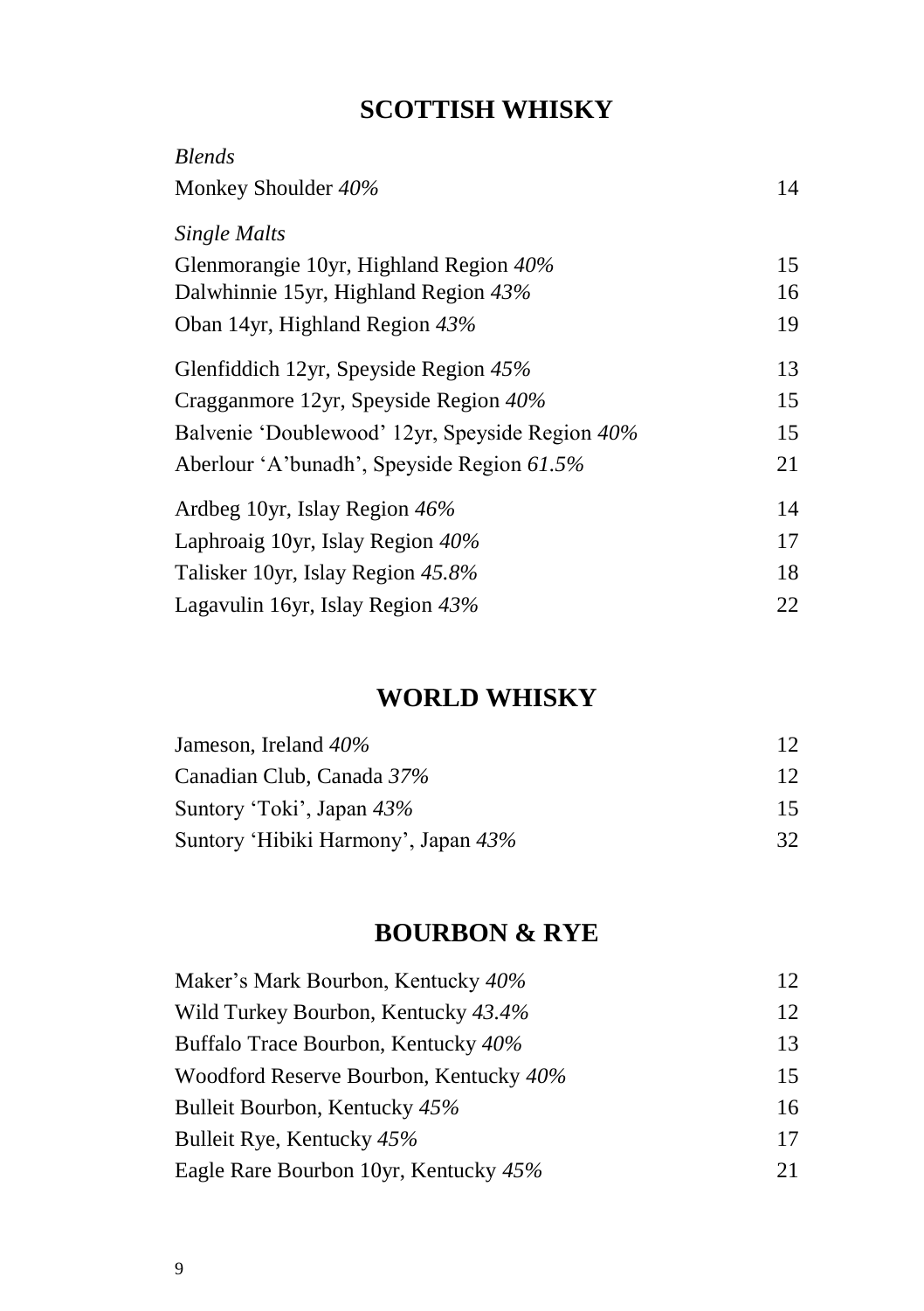## SCOTTISH WHISKY

*Blends*

| | |
|---|---|
| Monkey Shoulder *40%* | 14 |

*Single Malts*

| | |
|---|---|
| Glenmorangie 10yr, Highland Region *40%* | 15 |
| Dalwhinnie 15yr, Highland Region *43%* | 16 |
| Oban 14yr, Highland Region *43%* | 19 |
| Glenfiddich 12yr, Speyside Region *45%* | 13 |
| Cragganmore 12yr, Speyside Region *40%* | 15 |
| Balvenie 'Doublewood' 12yr, Speyside Region *40%* | 15 |
| Aberlour 'A'bunadh', Speyside Region *61.5%* | 21 |
| Ardbeg 10yr, Islay Region *46%* | 14 |
| Laphroaig 10yr, Islay Region *40%* | 17 |
| Talisker 10yr, Islay Region *45.8%* | 18 |
| Lagavulin 16yr, Islay Region *43%* | 22 |

## WORLD WHISKY

| | |
|---|---|
| Jameson, Ireland *40%* | 12 |
| Canadian Club, Canada *37%* | 12 |
| Suntory 'Toki', Japan *43%* | 15 |
| Suntory 'Hibiki Harmony', Japan *43%* | 32 |

## BOURBON & RYE

| | |
|---|---|
| Maker's Mark Bourbon, Kentucky *40%* | 12 |
| Wild Turkey Bourbon, Kentucky *43.4%* | 12 |
| Buffalo Trace Bourbon, Kentucky *40%* | 13 |
| Woodford Reserve Bourbon, Kentucky *40%* | 15 |
| Bulleit Bourbon, Kentucky *45%* | 16 |
| Bulleit Rye, Kentucky *45%* | 17 |
| Eagle Rare Bourbon 10yr, Kentucky *45%* | 21 |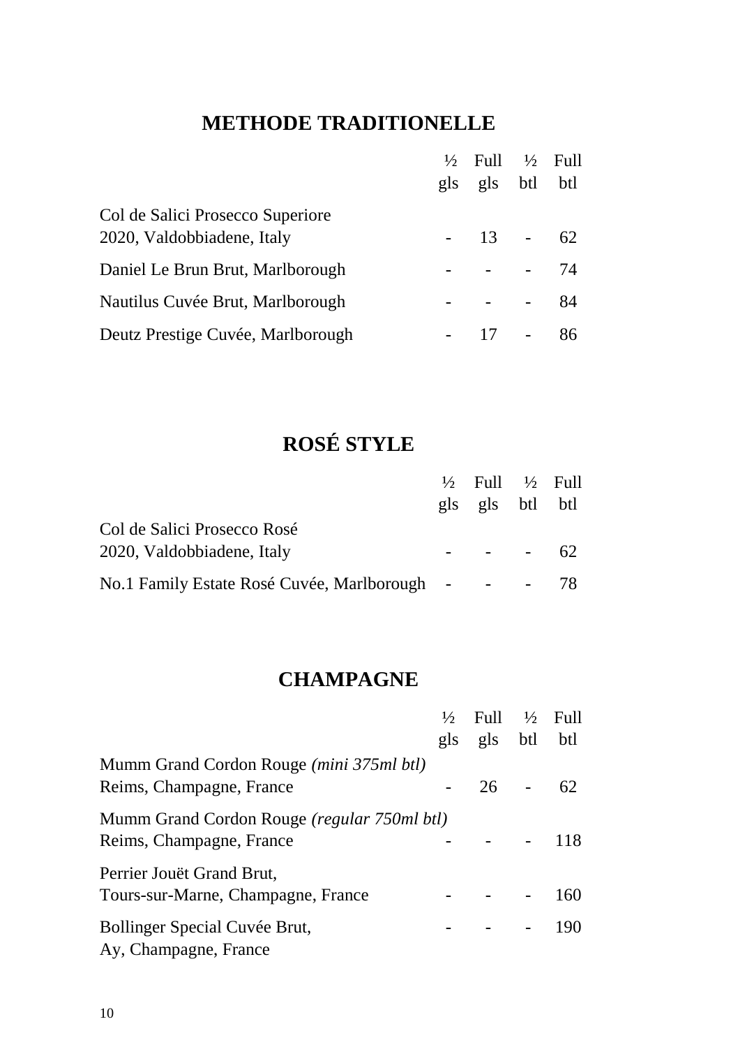## METHODE TRADITIONELLE

| | ½ gls | Full gls | ½ btl | Full btl |
|---|---|---|---|---|
| Col de Salici Prosecco Superiore 2020, Valdobbiadene, Italy | - | 13 | - | 62 |
| Daniel Le Brun Brut, Marlborough | - | - | - | 74 |
| Nautilus Cuvée Brut, Marlborough | - | - | - | 84 |
| Deutz Prestige Cuvée, Marlborough | - | 17 | - | 86 |

## ROSÉ STYLE

| | ½ gls | Full gls | ½ btl | Full btl |
|---|---|---|---|---|
| Col de Salici Prosecco Rosé 2020, Valdobbiadene, Italy | - | - | - | 62 |
| No.1 Family Estate Rosé Cuvée, Marlborough | - | - | - | 78 |

## CHAMPAGNE

| | ½ gls | Full gls | ½ btl | Full btl |
|---|---|---|---|---|
| Mumm Grand Cordon Rouge *(mini 375ml btl)* Reims, Champagne, France | - | 26 | - | 62 |
| Mumm Grand Cordon Rouge *(regular 750ml btl)* Reims, Champagne, France | - | - | - | 118 |
| Perrier Jouët Grand Brut, Tours-sur-Marne, Champagne, France | - | - | - | 160 |
| Bollinger Special Cuvée Brut, Ay, Champagne, France | - | - | - | 190 |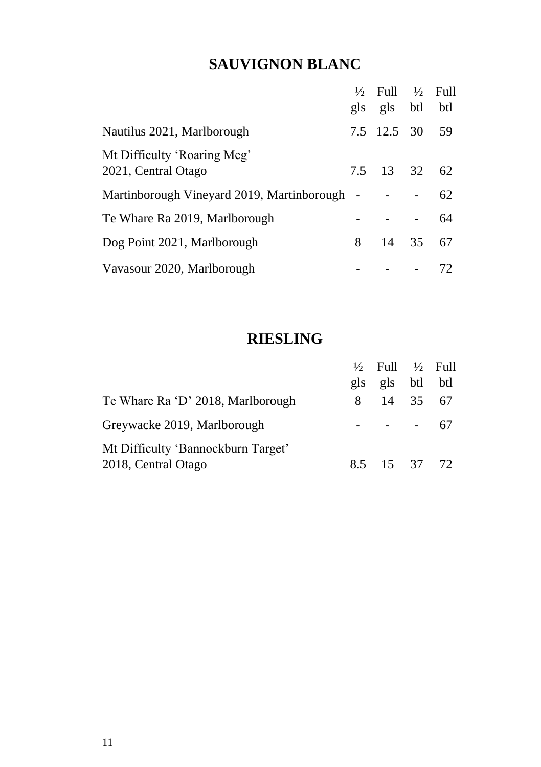## SAUVIGNON BLANC

| | ½ gls | Full gls | ½ btl | Full btl |
|---|---|---|---|---|
| Nautilus 2021, Marlborough | 7.5 | 12.5 | 30 | 59 |
| Mt Difficulty 'Roaring Meg' 2021, Central Otago | 7.5 | 13 | 32 | 62 |
| Martinborough Vineyard 2019, Martinborough | - | - | - | 62 |
| Te Whare Ra 2019, Marlborough | - | - | - | 64 |
| Dog Point 2021, Marlborough | 8 | 14 | 35 | 67 |
| Vavasour 2020, Marlborough | - | - | - | 72 |

## RIESLING

| | ½ gls | Full gls | ½ btl | Full btl |
|---|---|---|---|---|
| Te Whare Ra 'D' 2018, Marlborough | 8 | 14 | 35 | 67 |
| Greywacke 2019, Marlborough | - | - | - | 67 |
| Mt Difficulty 'Bannockburn Target' 2018, Central Otago | 8.5 | 15 | 37 | 72 |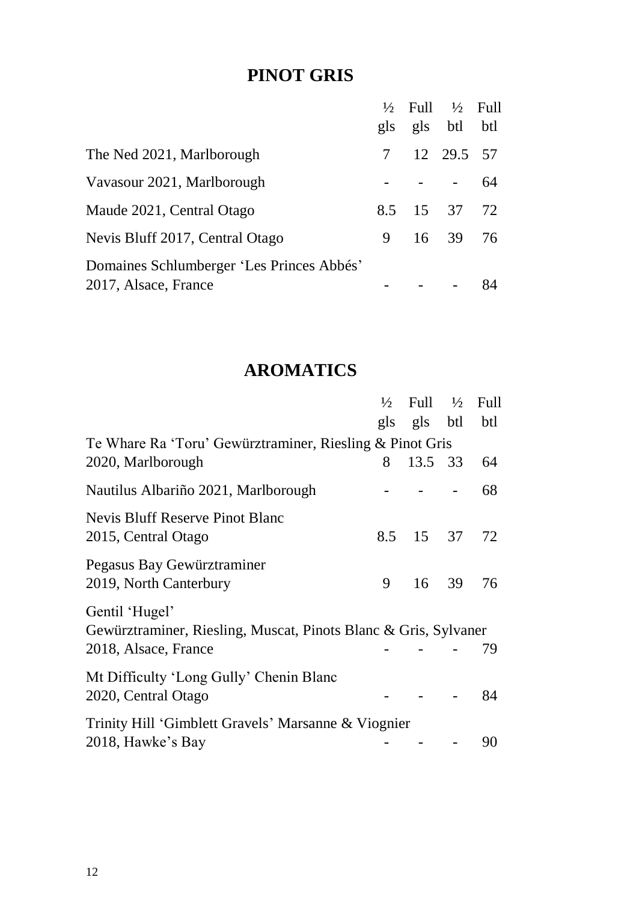## PINOT GRIS

| | ½ gls | Full gls | ½ btl | Full btl |
|---|---|---|---|---|
| The Ned 2021, Marlborough | 7 | 12 | 29.5 | 57 |
| Vavasour 2021, Marlborough | - | - | - | 64 |
| Maude 2021, Central Otago | 8.5 | 15 | 37 | 72 |
| Nevis Bluff 2017, Central Otago | 9 | 16 | 39 | 76 |
| Domaines Schlumberger 'Les Princes Abbés' 2017, Alsace, France | - | - | - | 84 |

## AROMATICS

| | ½ gls | Full gls | ½ btl | Full btl |
|---|---|---|---|---|
| Te Whare Ra 'Toru' Gewürztraminer, Riesling & Pinot Gris 2020, Marlborough | 8 | 13.5 | 33 | 64 |
| Nautilus Albariño 2021, Marlborough | - | - | - | 68 |
| Nevis Bluff Reserve Pinot Blanc 2015, Central Otago | 8.5 | 15 | 37 | 72 |
| Pegasus Bay Gewürztraminer 2019, North Canterbury | 9 | 16 | 39 | 76 |
| Gentil 'Hugel' Gewürztraminer, Riesling, Muscat, Pinots Blanc & Gris, Sylvaner 2018, Alsace, France | - | - | - | 79 |
| Mt Difficulty 'Long Gully' Chenin Blanc 2020, Central Otago | - | - | - | 84 |
| Trinity Hill 'Gimblett Gravels' Marsanne & Viognier 2018, Hawke's Bay | - | - | - | 90 |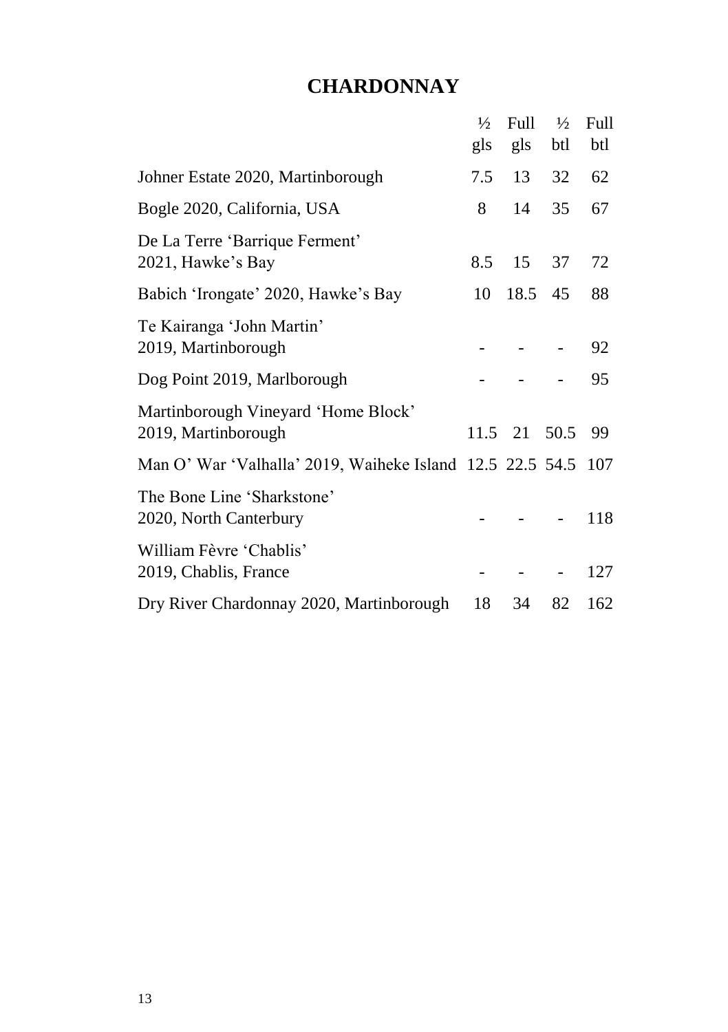## CHARDONNAY

| | ½ gls | Full gls | ½ btl | Full btl |
|---|---|---|---|---|
| Johner Estate 2020, Martinborough | 7.5 | 13 | 32 | 62 |
| Bogle 2020, California, USA | 8 | 14 | 35 | 67 |
| De La Terre 'Barrique Ferment' 2021, Hawke's Bay | 8.5 | 15 | 37 | 72 |
| Babich 'Irongate' 2020, Hawke's Bay | 10 | 18.5 | 45 | 88 |
| Te Kairanga 'John Martin' 2019, Martinborough | - | - | - | 92 |
| Dog Point 2019, Marlborough | - | - | - | 95 |
| Martinborough Vineyard 'Home Block' 2019, Martinborough | 11.5 | 21 | 50.5 | 99 |
| Man O' War 'Valhalla' 2019, Waiheke Island | 12.5 | 22.5 | 54.5 | 107 |
| The Bone Line 'Sharkstone' 2020, North Canterbury | - | - | - | 118 |
| William Fèvre 'Chablis' 2019, Chablis, France | - | - | - | 127 |
| Dry River Chardonnay 2020, Martinborough | 18 | 34 | 82 | 162 |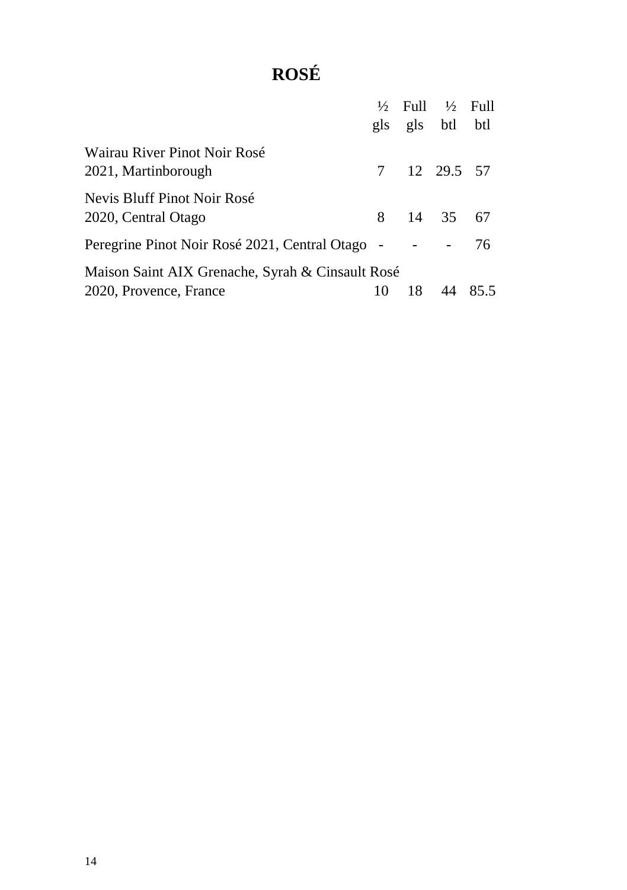# ROSÉ

| | ½ gls | Full gls | ½ btl | Full btl |
|---|---|---|---|---|
| Wairau River Pinot Noir Rosé 2021, Martinborough | 7 | 12 | 29.5 | 57 |
| Nevis Bluff Pinot Noir Rosé 2020, Central Otago | 8 | 14 | 35 | 67 |
| Peregrine Pinot Noir Rosé 2021, Central Otago | - | - | - | 76 |
| Maison Saint AIX Grenache, Syrah & Cinsault Rosé 2020, Provence, France | 10 | 18 | 44 | 85.5 |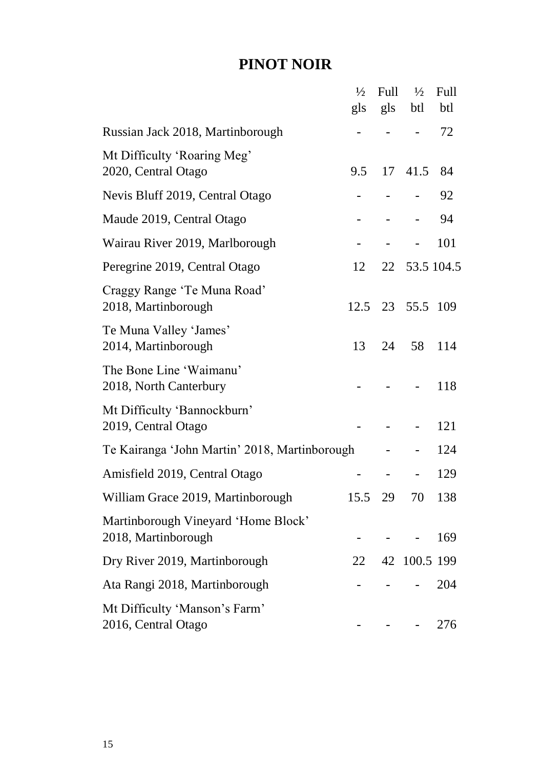# PINOT NOIR

| | ½ gls | Full gls | ½ btl | Full btl |
|---|---|---|---|---|
| Russian Jack 2018, Martinborough | - | - | - | 72 |
| Mt Difficulty 'Roaring Meg' 2020, Central Otago | 9.5 | 17 | 41.5 | 84 |
| Nevis Bluff 2019, Central Otago | - | - | - | 92 |
| Maude 2019, Central Otago | - | - | - | 94 |
| Wairau River 2019, Marlborough | - | - | - | 101 |
| Peregrine 2019, Central Otago | 12 | 22 | 53.5 | 104.5 |
| Craggy Range 'Te Muna Road' 2018, Martinborough | 12.5 | 23 | 55.5 | 109 |
| Te Muna Valley 'James' 2014, Martinborough | 13 | 24 | 58 | 114 |
| The Bone Line 'Waimanu' 2018, North Canterbury | - | - | - | 118 |
| Mt Difficulty 'Bannockburn' 2019, Central Otago | - | - | - | 121 |
| Te Kairanga 'John Martin' 2018, Martinborough | | - | - | 124 |
| Amisfield 2019, Central Otago | - | - | - | 129 |
| William Grace 2019, Martinborough | 15.5 | 29 | 70 | 138 |
| Martinborough Vineyard 'Home Block' 2018, Martinborough | - | - | - | 169 |
| Dry River 2019, Martinborough | 22 | 42 | 100.5 | 199 |
| Ata Rangi 2018, Martinborough | - | - | - | 204 |
| Mt Difficulty 'Manson's Farm' 2016, Central Otago | - | - | - | 276 |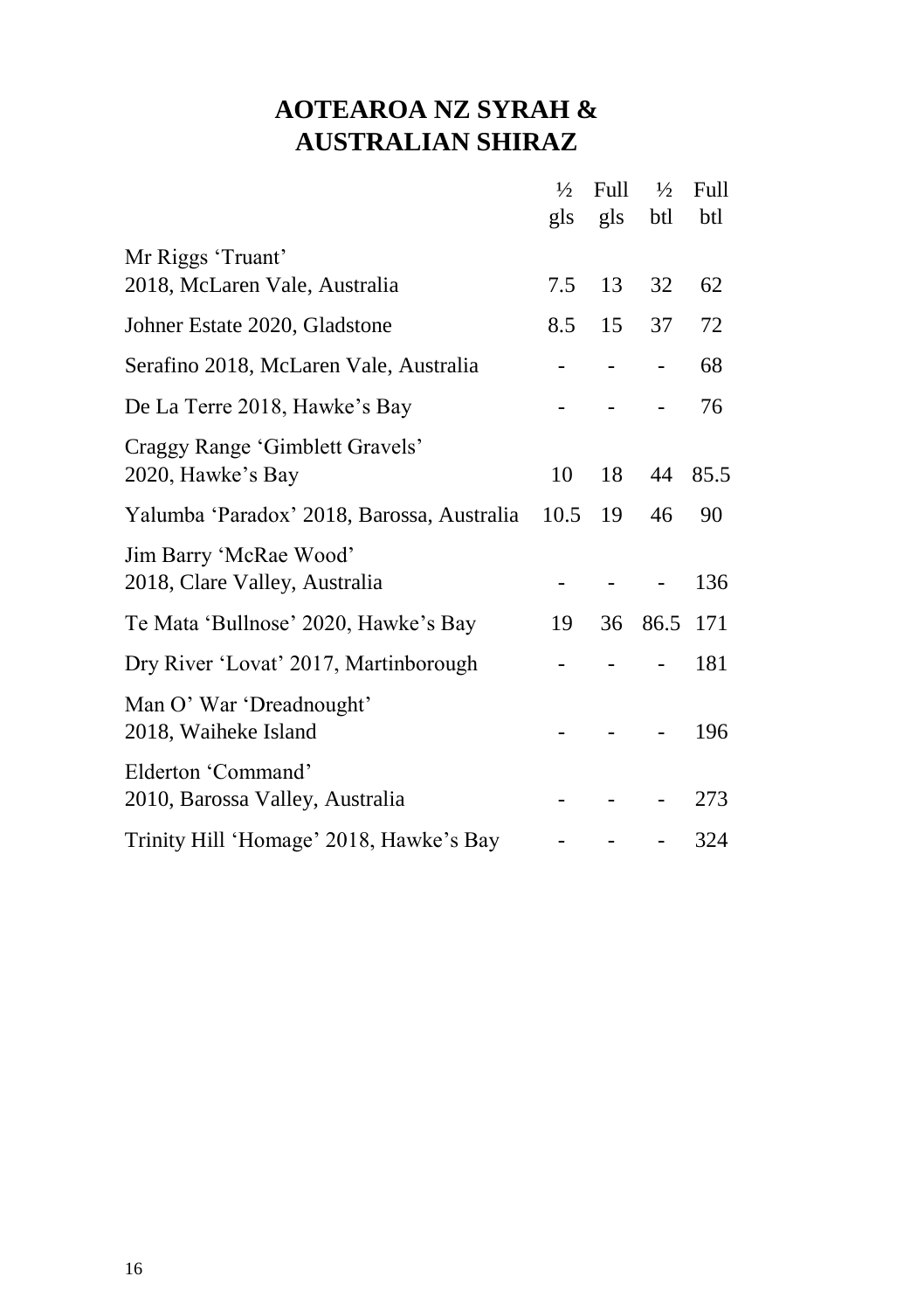# AOTEAROA NZ SYRAH & AUSTRALIAN SHIRAZ

| | ½ gls | Full gls | ½ btl | Full btl |
|---|---|---|---|---|
| Mr Riggs 'Truant' 2018, McLaren Vale, Australia | 7.5 | 13 | 32 | 62 |
| Johner Estate 2020, Gladstone | 8.5 | 15 | 37 | 72 |
| Serafino 2018, McLaren Vale, Australia | - | - | - | 68 |
| De La Terre 2018, Hawke's Bay | - | - | - | 76 |
| Craggy Range 'Gimblett Gravels' 2020, Hawke's Bay | 10 | 18 | 44 | 85.5 |
| Yalumba 'Paradox' 2018, Barossa, Australia | 10.5 | 19 | 46 | 90 |
| Jim Barry 'McRae Wood' 2018, Clare Valley, Australia | - | - | - | 136 |
| Te Mata 'Bullnose' 2020, Hawke's Bay | 19 | 36 | 86.5 | 171 |
| Dry River 'Lovat' 2017, Martinborough | - | - | - | 181 |
| Man O' War 'Dreadnought' 2018, Waiheke Island | - | - | - | 196 |
| Elderton 'Command' 2010, Barossa Valley, Australia | - | - | - | 273 |
| Trinity Hill 'Homage' 2018, Hawke's Bay | - | - | - | 324 |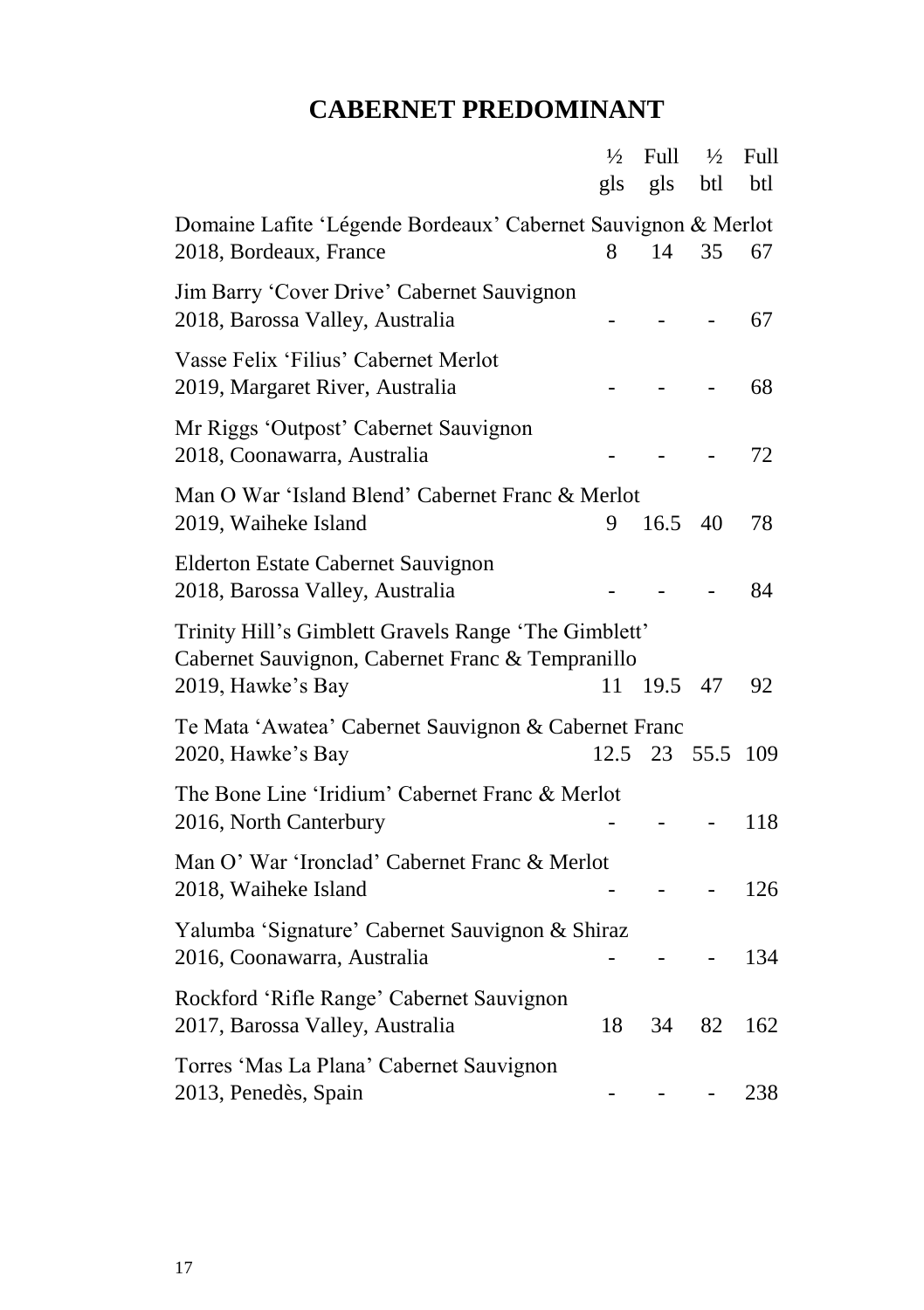## CABERNET PREDOMINANT

| | ½ gls | Full gls | ½ btl | Full btl |
|---|---|---|---|---|
| Domaine Lafite 'Légende Bordeaux' Cabernet Sauvignon & Merlot 2018, Bordeaux, France | 8 | 14 | 35 | 67 |
| Jim Barry 'Cover Drive' Cabernet Sauvignon 2018, Barossa Valley, Australia | - | - | - | 67 |
| Vasse Felix 'Filius' Cabernet Merlot 2019, Margaret River, Australia | - | - | - | 68 |
| Mr Riggs 'Outpost' Cabernet Sauvignon 2018, Coonawarra, Australia | - | - | - | 72 |
| Man O War 'Island Blend' Cabernet Franc & Merlot 2019, Waiheke Island | 9 | 16.5 | 40 | 78 |
| Elderton Estate Cabernet Sauvignon 2018, Barossa Valley, Australia | - | - | - | 84 |
| Trinity Hill's Gimblett Gravels Range 'The Gimblett' Cabernet Sauvignon, Cabernet Franc & Tempranillo 2019, Hawke's Bay | 11 | 19.5 | 47 | 92 |
| Te Mata 'Awatea' Cabernet Sauvignon & Cabernet Franc 2020, Hawke's Bay | 12.5 | 23 | 55.5 | 109 |
| The Bone Line 'Iridium' Cabernet Franc & Merlot 2016, North Canterbury | - | - | - | 118 |
| Man O' War 'Ironclad' Cabernet Franc & Merlot 2018, Waiheke Island | - | - | - | 126 |
| Yalumba 'Signature' Cabernet Sauvignon & Shiraz 2016, Coonawarra, Australia | - | - | - | 134 |
| Rockford 'Rifle Range' Cabernet Sauvignon 2017, Barossa Valley, Australia | 18 | 34 | 82 | 162 |
| Torres 'Mas La Plana' Cabernet Sauvignon 2013, Penedès, Spain | - | - | - | 238 |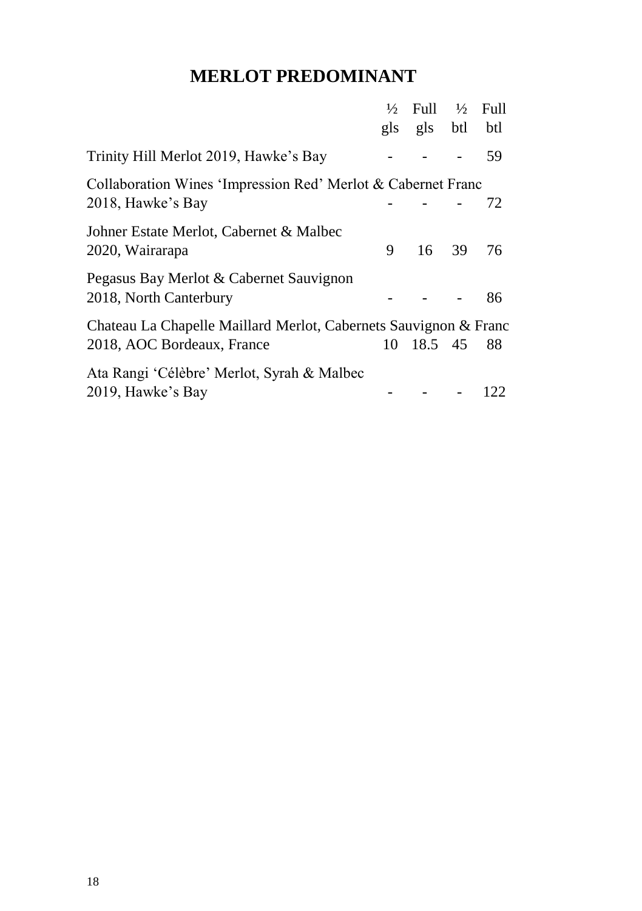# MERLOT PREDOMINANT

| | ½ gls | Full gls | ½ btl | Full btl |
|---|---|---|---|---|
| Trinity Hill Merlot 2019, Hawke's Bay | - | - | - | 59 |
| Collaboration Wines 'Impression Red' Merlot & Cabernet Franc 2018, Hawke's Bay | - | - | - | 72 |
| Johner Estate Merlot, Cabernet & Malbec 2020, Wairarapa | 9 | 16 | 39 | 76 |
| Pegasus Bay Merlot & Cabernet Sauvignon 2018, North Canterbury | - | - | - | 86 |
| Chateau La Chapelle Maillard Merlot, Cabernets Sauvignon & Franc 2018, AOC Bordeaux, France | 10 | 18.5 | 45 | 88 |
| Ata Rangi 'Célèbre' Merlot, Syrah & Malbec 2019, Hawke's Bay | - | - | - | 122 |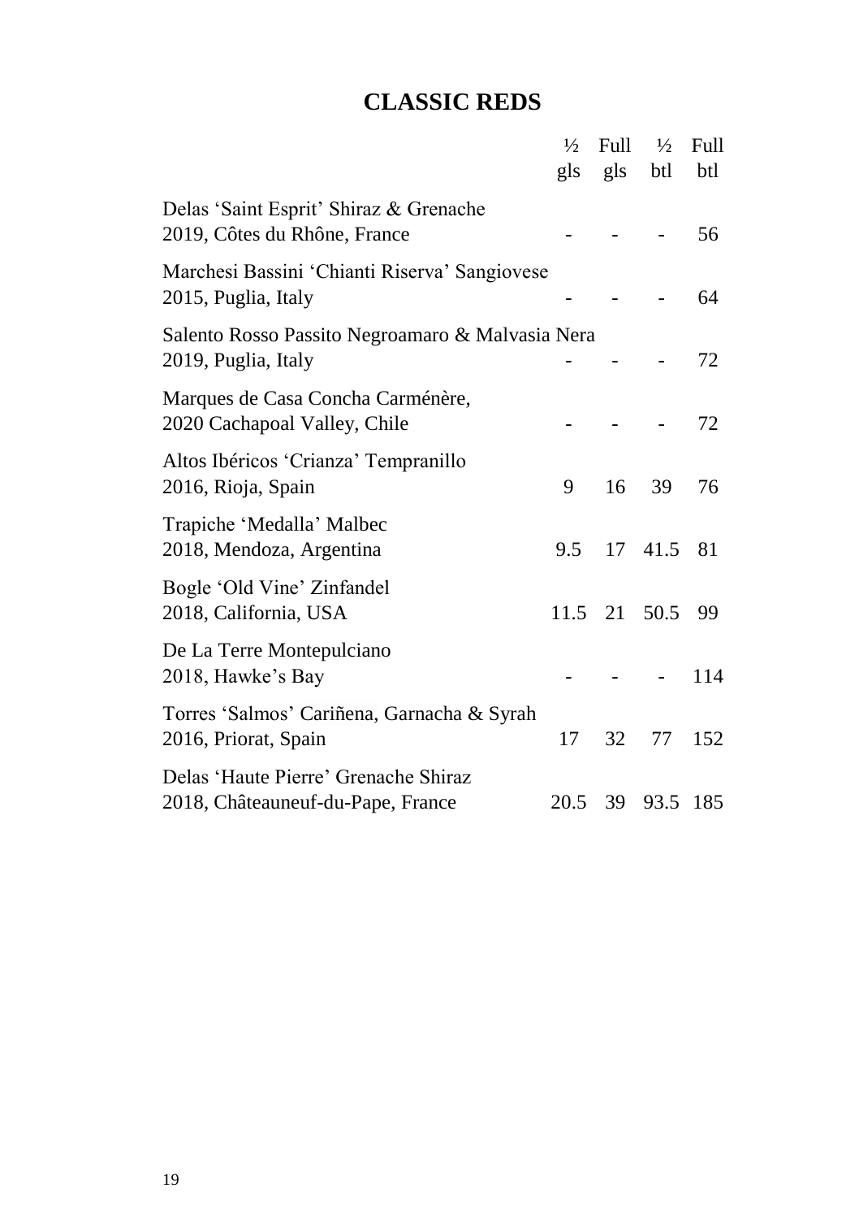# CLASSIC REDS

| | ½ gls | Full gls | ½ btl | Full btl |
|---|---|---|---|---|
| Delas 'Saint Esprit' Shiraz & Grenache<br>2019, Côtes du Rhône, France | - | - | - | 56 |
| Marchesi Bassini 'Chianti Riserva' Sangiovese<br>2015, Puglia, Italy | - | - | - | 64 |
| Salento Rosso Passito Negroamaro & Malvasia Nera<br>2019, Puglia, Italy | - | - | - | 72 |
| Marques de Casa Concha Carménère,<br>2020 Cachapoal Valley, Chile | - | - | - | 72 |
| Altos Ibéricos 'Crianza' Tempranillo<br>2016, Rioja, Spain | 9 | 16 | 39 | 76 |
| Trapiche 'Medalla' Malbec<br>2018, Mendoza, Argentina | 9.5 | 17 | 41.5 | 81 |
| Bogle 'Old Vine' Zinfandel<br>2018, California, USA | 11.5 | 21 | 50.5 | 99 |
| De La Terre Montepulciano<br>2018, Hawke's Bay | - | - | - | 114 |
| Torres 'Salmos' Cariñena, Garnacha & Syrah<br>2016, Priorat, Spain | 17 | 32 | 77 | 152 |
| Delas 'Haute Pierre' Grenache Shiraz<br>2018, Châteauneuf-du-Pape, France | 20.5 | 39 | 93.5 | 185 |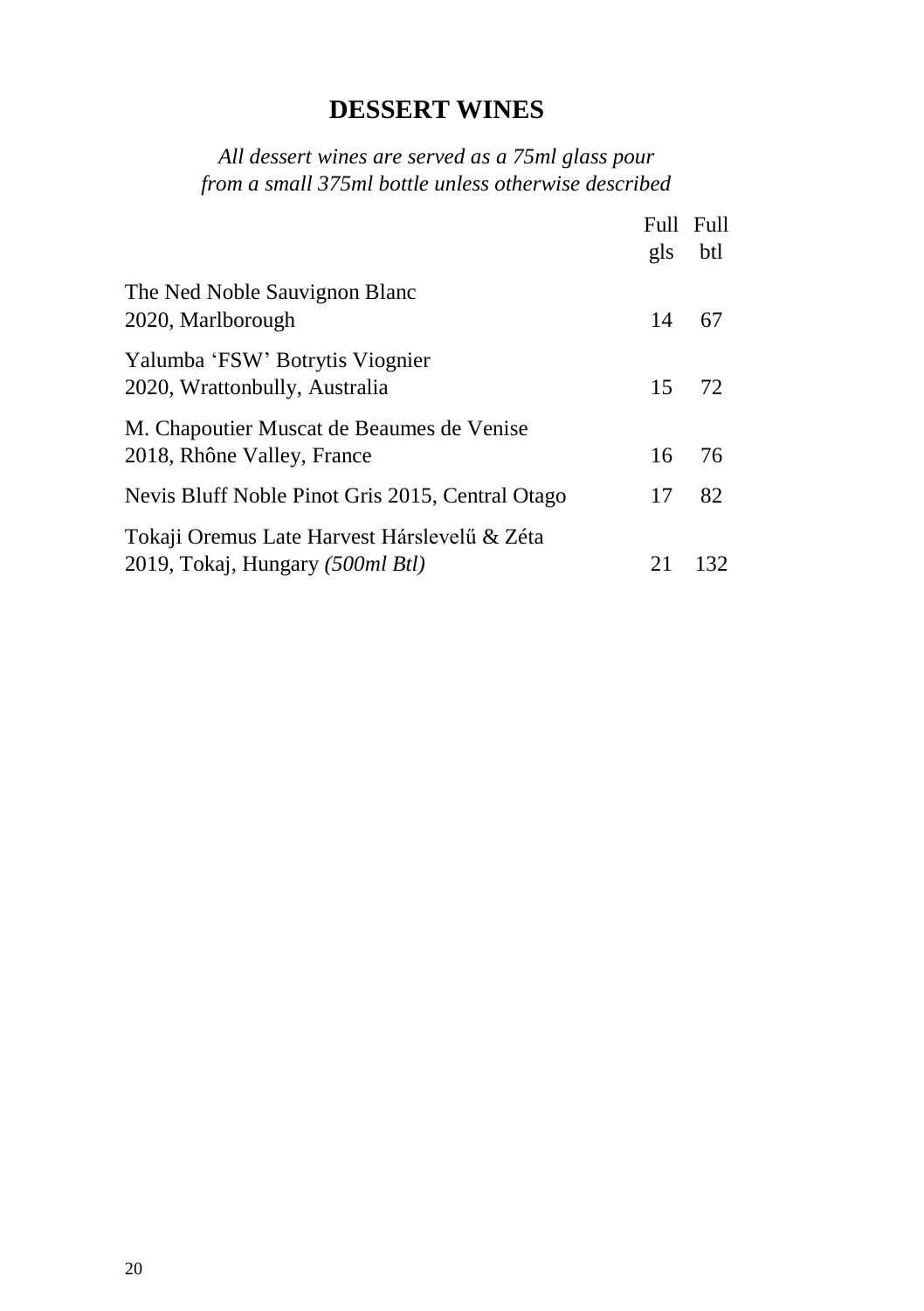# DESSERT WINES

*All dessert wines are served as a 75ml glass pour from a small 375ml bottle unless otherwise described*

| | Full gls | Full btl |
|---|---|---|
| The Ned Noble Sauvignon Blanc 2020, Marlborough | 14 | 67 |
| Yalumba 'FSW' Botrytis Viognier 2020, Wrattonbully, Australia | 15 | 72 |
| M. Chapoutier Muscat de Beaumes de Venise 2018, Rhône Valley, France | 16 | 76 |
| Nevis Bluff Noble Pinot Gris 2015, Central Otago | 17 | 82 |
| Tokaji Oremus Late Harvest Hárslevelű & Zéta 2019, Tokaj, Hungary *(500ml Btl)* | 21 | 132 |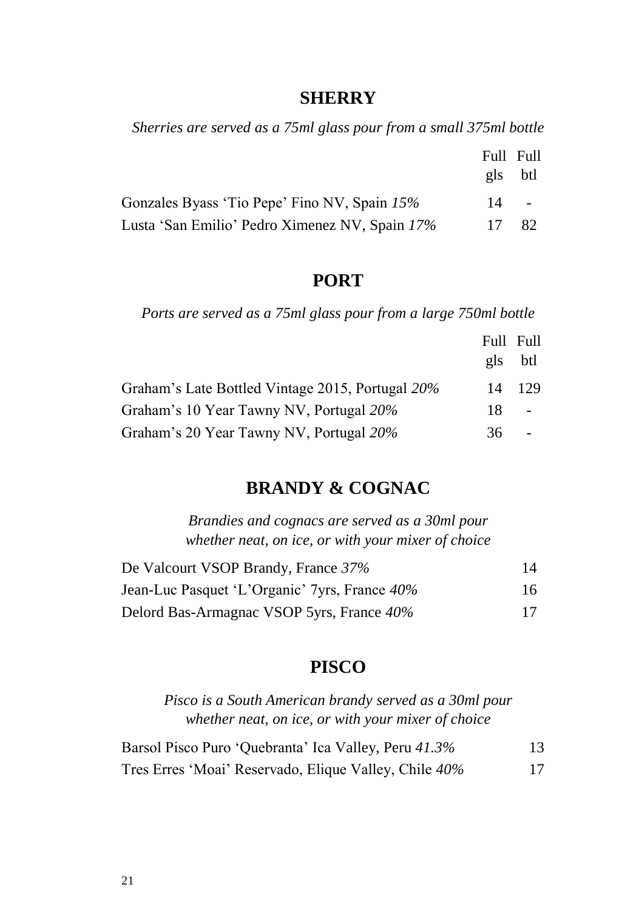## SHERRY

*Sherries are served as a 75ml glass pour from a small 375ml bottle*

| | Full gls | Full btl |
|---|---|---|
| Gonzales Byass 'Tio Pepe' Fino NV, Spain *15%* | 14 | - |
| Lusta 'San Emilio' Pedro Ximenez NV, Spain *17%* | 17 | 82 |

## PORT

*Ports are served as a 75ml glass pour from a large 750ml bottle*

| | Full gls | Full btl |
|---|---|---|
| Graham's Late Bottled Vintage 2015, Portugal *20%* | 14 | 129 |
| Graham's 10 Year Tawny NV, Portugal *20%* | 18 | - |
| Graham's 20 Year Tawny NV, Portugal *20%* | 36 | - |

## BRANDY & COGNAC

*Brandies and cognacs are served as a 30ml pour whether neat, on ice, or with your mixer of choice*

| | |
|---|---|
| De Valcourt VSOP Brandy, France *37%* | 14 |
| Jean-Luc Pasquet 'L'Organic' 7yrs, France *40%* | 16 |
| Delord Bas-Armagnac VSOP 5yrs, France *40%* | 17 |

## PISCO

*Pisco is a South American brandy served as a 30ml pour whether neat, on ice, or with your mixer of choice*

| | |
|---|---|
| Barsol Pisco Puro 'Quebranta' Ica Valley, Peru *41.3%* | 13 |
| Tres Erres 'Moai' Reservado, Elique Valley, Chile *40%* | 17 |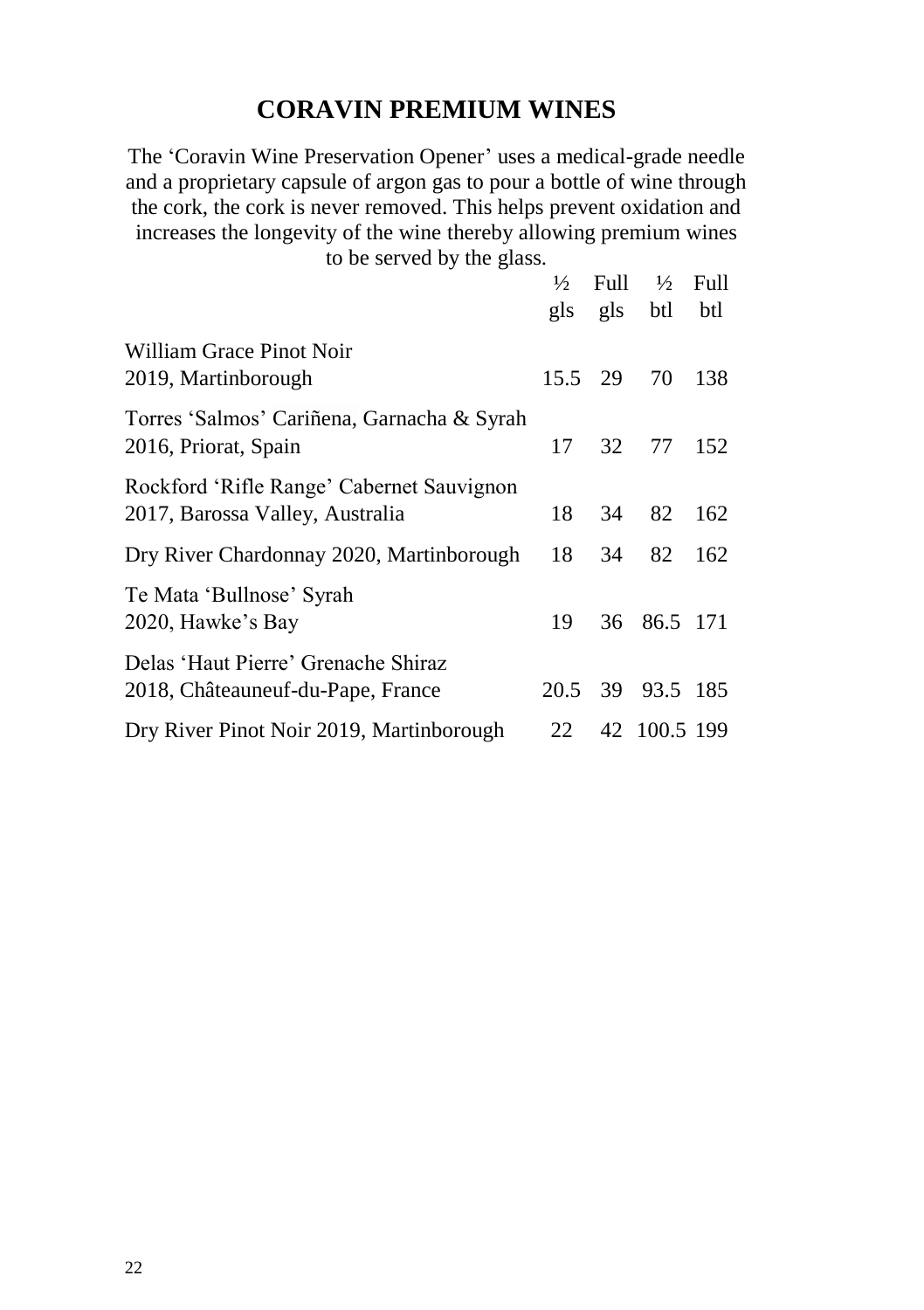# CORAVIN PREMIUM WINES

The 'Coravin Wine Preservation Opener' uses a medical-grade needle and a proprietary capsule of argon gas to pour a bottle of wine through the cork, the cork is never removed. This helps prevent oxidation and increases the longevity of the wine thereby allowing premium wines to be served by the glass.

| | ½ gls | Full gls | ½ btl | Full btl |
|---|---|---|---|---|
| William Grace Pinot Noir 2019, Martinborough | 15.5 | 29 | 70 | 138 |
| Torres 'Salmos' Cariñena, Garnacha & Syrah 2016, Priorat, Spain | 17 | 32 | 77 | 152 |
| Rockford 'Rifle Range' Cabernet Sauvignon 2017, Barossa Valley, Australia | 18 | 34 | 82 | 162 |
| Dry River Chardonnay 2020, Martinborough | 18 | 34 | 82 | 162 |
| Te Mata 'Bullnose' Syrah 2020, Hawke's Bay | 19 | 36 | 86.5 | 171 |
| Delas 'Haut Pierre' Grenache Shiraz 2018, Châteauneuf-du-Pape, France | 20.5 | 39 | 93.5 | 185 |
| Dry River Pinot Noir 2019, Martinborough | 22 | 42 | 100.5 | 199 |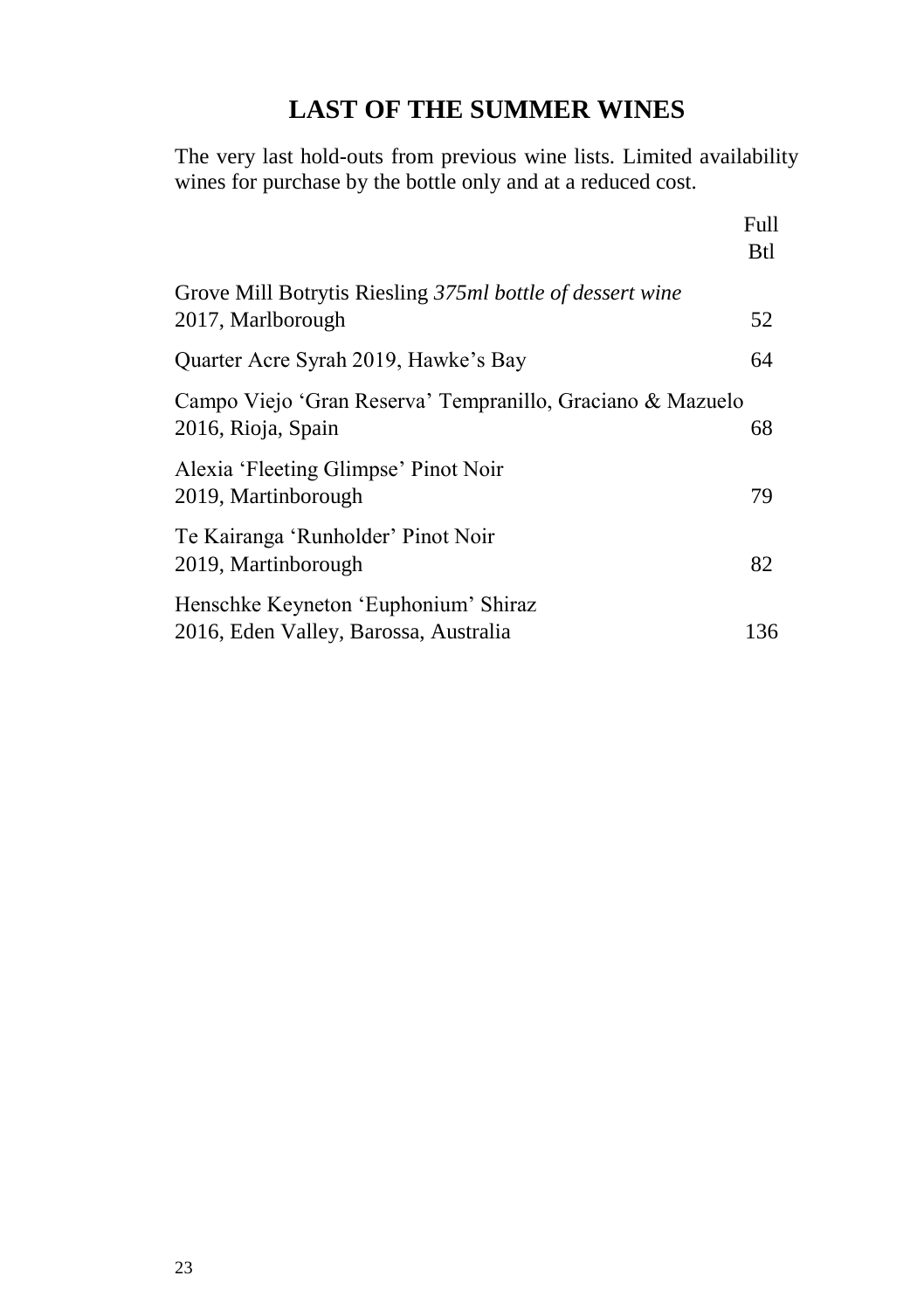# LAST OF THE SUMMER WINES

The very last hold-outs from previous wine lists. Limited availability wines for purchase by the bottle only and at a reduced cost.

| | Full Btl |
|---|---|
| Grove Mill Botrytis Riesling *375ml bottle of dessert wine* 2017, Marlborough | 52 |
| Quarter Acre Syrah 2019, Hawke's Bay | 64 |
| Campo Viejo 'Gran Reserva' Tempranillo, Graciano & Mazuelo 2016, Rioja, Spain | 68 |
| Alexia 'Fleeting Glimpse' Pinot Noir 2019, Martinborough | 79 |
| Te Kairanga 'Runholder' Pinot Noir 2019, Martinborough | 82 |
| Henschke Keyneton 'Euphonium' Shiraz 2016, Eden Valley, Barossa, Australia | 136 |